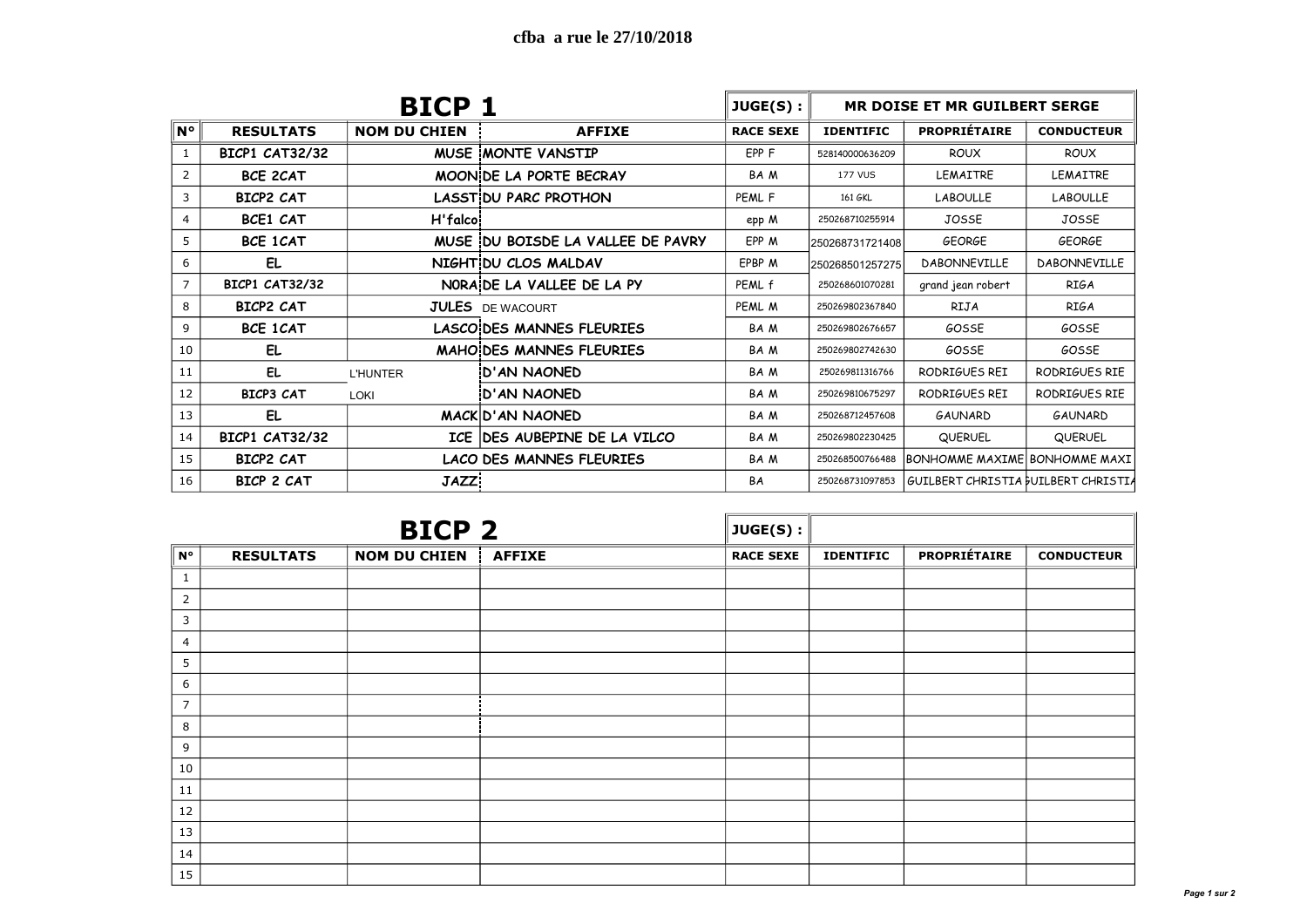# cfba a rue le 27/10/2018

## BICP 1

| N° | RESULTATS | NOM DU CHIEN | AFFIXE | RACE SEXE | IDENTIFIC | PROPRIÉTAIRE | CONDUCTEUR |
|---|---|---|---|---|---|---|---|
| | | | | JUGE(S) : | MR DOISE ET MR GUILBERT SERGE | | |
| 1 | BICP1 CAT32/32 | MUSE | MONTE VANSTIP | EPP F | 528140000636209 | ROUX | ROUX |
| 2 | BCE 2CAT | MOON | DE LA PORTE BECRAY | BA M | 177 VUS | LEMAITRE | LEMAITRE |
| 3 | BICP2 CAT | LASST | DU PARC PROTHON | PEML F | 161 GKL | LABOULLE | LABOULLE |
| 4 | BCE1 CAT | H'falco | | epp M | 250268710255914 | JOSSE | JOSSE |
| 5 | BCE 1CAT | MUSE | DU BOISDE LA VALLEE DE PAVRY | EPP M | 250268731721408 | GEORGE | GEORGE |
| 6 | EL | NIGHT | DU CLOS MALDAV | EPBP M | 250268501257275 | DABONNEVILLE | DABONNEVILLE |
| 7 | BICP1 CAT32/32 | NORA | DE LA VALLEE DE LA PY | PEML f | 250268601070281 | grand jean robert | RIGA |
| 8 | BICP2 CAT | JULES | DE WACOURT | PEML M | 250269802367840 | RIJA | RIGA |
| 9 | BCE 1CAT | LASCO | DES MANNES FLEURIES | BA M | 250269802676657 | GOSSE | GOSSE |
| 10 | EL | MAHO | DES MANNES FLEURIES | BA M | 250269802742630 | GOSSE | GOSSE |
| 11 | EL | L'HUNTER | D'AN NAONED | BA M | 250269811316766 | RODRIGUES REI | RODRIGUES RIE |
| 12 | BICP3 CAT | LOKI | D'AN NAONED | BA M | 250269810675297 | RODRIGUES REI | RODRIGUES RIE |
| 13 | EL | MACK | D'AN NAONED | BA M | 250268712457608 | GAUNARD | GAUNARD |
| 14 | BICP1 CAT32/32 | ICE | DES AUBEPINE DE LA VILCO | BA M | 250269802230425 | QUERUEL | QUERUEL |
| 15 | BICP2 CAT | LACO | DES MANNES FLEURIES | BA M | 250268500766488 | BONHOMME MAXIME | BONHOMME MAXI |
| 16 | BICP 2 CAT | JAZZ | | BA | 250268731097853 | GUILBERT CHRISTIA | GUILBERT CHRISTIA |

## BICP 2

| N° | RESULTATS | NOM DU CHIEN | AFFIXE | RACE SEXE | IDENTIFIC | PROPRIÉTAIRE | CONDUCTEUR |
|---|---|---|---|---|---|---|---|
| | | | | JUGE(S) : | | | |
| 1 | | | | | | | |
| 2 | | | | | | | |
| 3 | | | | | | | |
| 4 | | | | | | | |
| 5 | | | | | | | |
| 6 | | | | | | | |
| 7 | | | | | | | |
| 8 | | | | | | | |
| 9 | | | | | | | |
| 10 | | | | | | | |
| 11 | | | | | | | |
| 12 | | | | | | | |
| 13 | | | | | | | |
| 14 | | | | | | | |
| 15 | | | | | | | |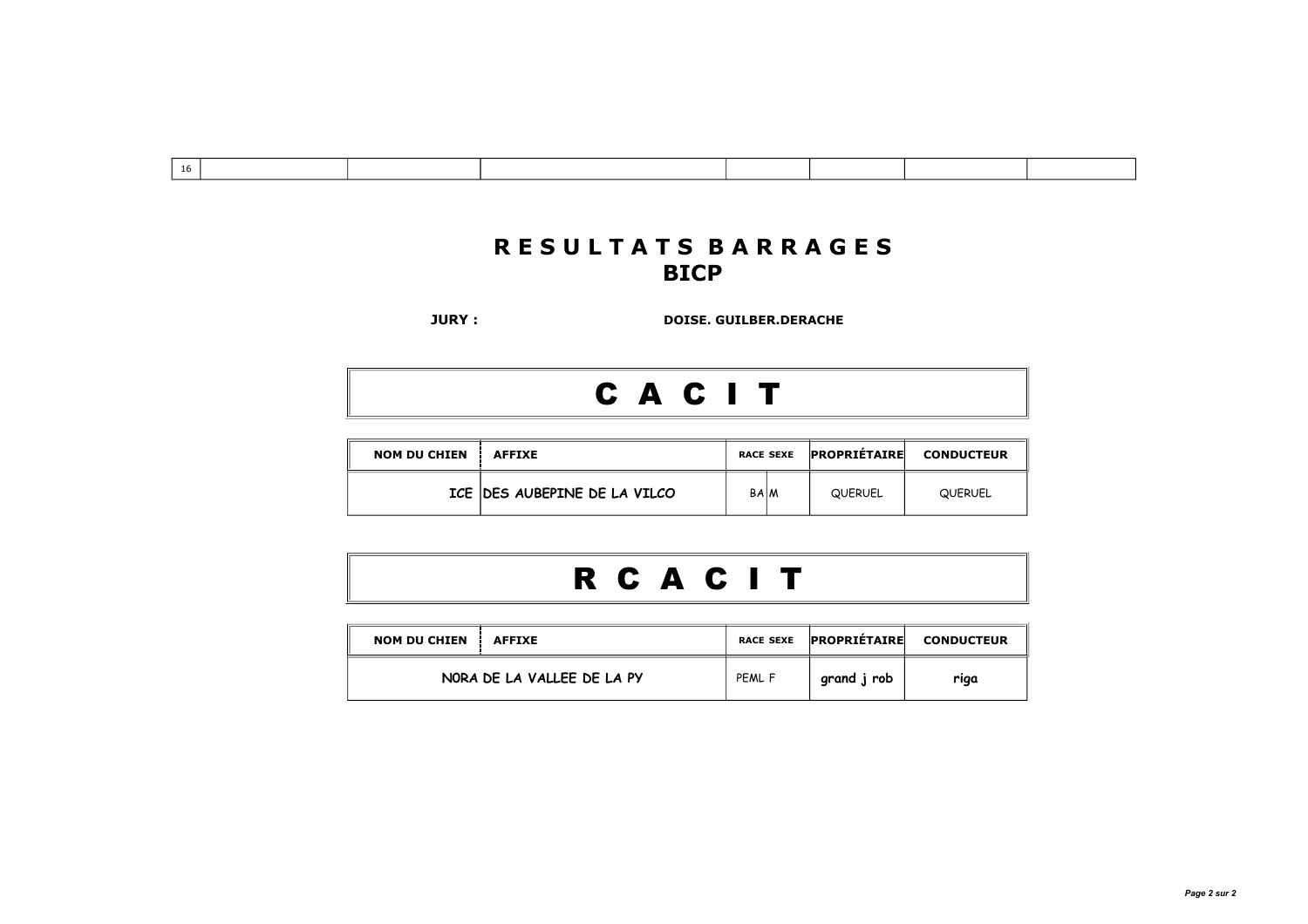| | | | | | | | |
|---|---|---|---|---|---|---|---|
| 16 | | | | | | | |

# R E S U L T A T S B A R R A G E S
# BICP

**JURY :** **DOISE. GUILBER.DERACHE**

## C A C I T

| NOM DU CHIEN | AFFIXE | RACE | SEXE | PROPRIÉTAIRE | CONDUCTEUR |
|---|---|---|---|---|---|
| ICE | DES AUBEPINE DE LA VILCO | BA | M | QUERUEL | QUERUEL |

## R C A C I T

| NOM DU CHIEN | AFFIXE | RACE | SEXE | PROPRIÉTAIRE | CONDUCTEUR |
|---|---|---|---|---|---|
| N0RA DE LA VALLEE DE LA PY | | PEML | F | grand j rob | riga |